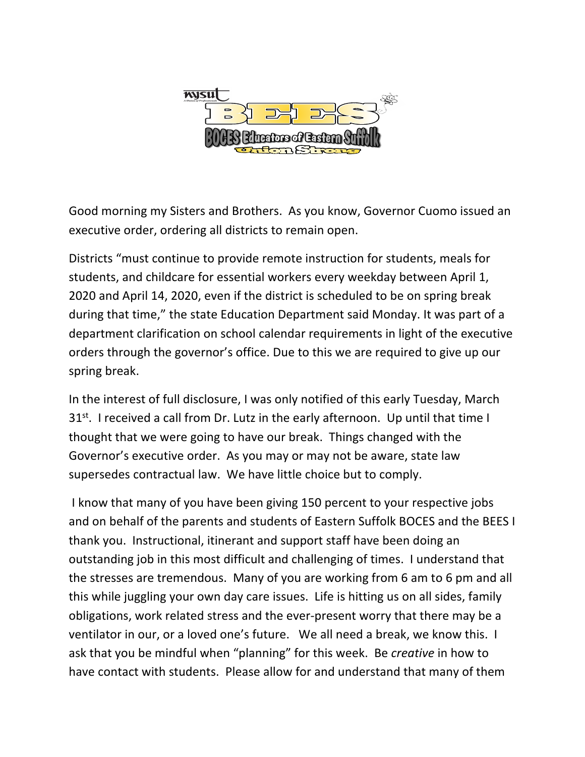Good morning my Sisters and Brothers. As you know, Governor Cuomo issued an executive order, ordering all districts to remain open.

Districts “must continue to provide remote instruction for students, meals for students, and childcare for essential workers every weekday between April 1, 2020 and April 14, 2020, even if the district is scheduled to be on spring break during that time,” the state Education Department said Monday. It was part of a department clarification on school calendar requirements in light of the executive orders through the governor’s office. Due to this we are required to give up our spring break.

In the interest of full disclosure, I was only notified of this early Tuesday, March 31st. I received a call from Dr. Lutz in the early afternoon. Up until that time I thought that we were going to have our break. Things changed with the Governor’s executive order. As you may or may not be aware, state law supersedes contractual law. We have little choice but to comply.

I know that many of you have been giving 150 percent to your respective jobs and on behalf of the parents and students of Eastern Suffolk BOCES and the BEES I thank you. Instructional, itinerant and support staff have been doing an outstanding job in this most difficult and challenging of times. I understand that the stresses are tremendous. Many of you are working from 6 am to 6 pm and all this while juggling your own day care issues. Life is hitting us on all sides, family obligations, work related stress and the ever-present worry that there may be a ventilator in our, or a loved one’s future. We all need a break, we know this. I ask that you be mindful when “planning” for this week. Be *creative* in how to have contact with students. Please allow for and understand that many of them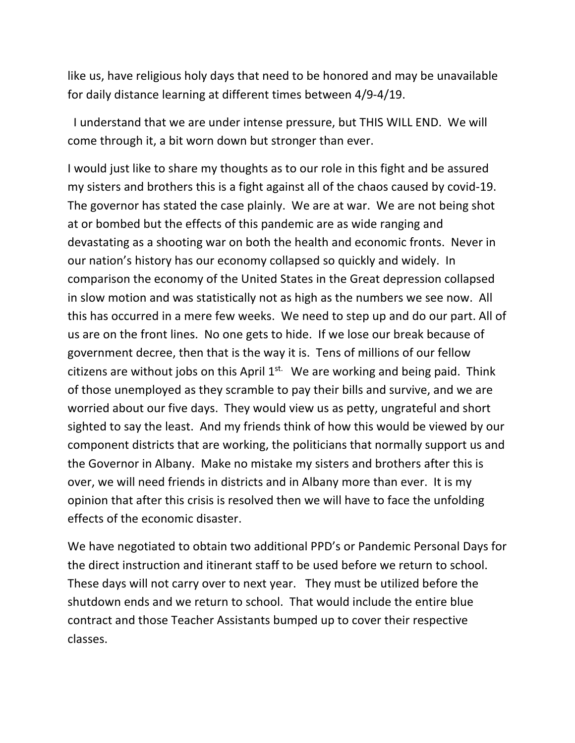like us, have religious holy days that need to be honored and may be unavailable for daily distance learning at different times between 4/9-4/19.

I understand that we are under intense pressure, but THIS WILL END. We will come through it, a bit worn down but stronger than ever.

I would just like to share my thoughts as to our role in this fight and be assured my sisters and brothers this is a fight against all of the chaos caused by covid-19. The governor has stated the case plainly. We are at war. We are not being shot at or bombed but the effects of this pandemic are as wide ranging and devastating as a shooting war on both the health and economic fronts. Never in our nation's history has our economy collapsed so quickly and widely. In comparison the economy of the United States in the Great depression collapsed in slow motion and was statistically not as high as the numbers we see now. All this has occurred in a mere few weeks. We need to step up and do our part. All of us are on the front lines. No one gets to hide. If we lose our break because of government decree, then that is the way it is. Tens of millions of our fellow citizens are without jobs on this April 1st. We are working and being paid. Think of those unemployed as they scramble to pay their bills and survive, and we are worried about our five days. They would view us as petty, ungrateful and short sighted to say the least. And my friends think of how this would be viewed by our component districts that are working, the politicians that normally support us and the Governor in Albany. Make no mistake my sisters and brothers after this is over, we will need friends in districts and in Albany more than ever. It is my opinion that after this crisis is resolved then we will have to face the unfolding effects of the economic disaster.

We have negotiated to obtain two additional PPD's or Pandemic Personal Days for the direct instruction and itinerant staff to be used before we return to school. These days will not carry over to next year. They must be utilized before the shutdown ends and we return to school. That would include the entire blue contract and those Teacher Assistants bumped up to cover their respective classes.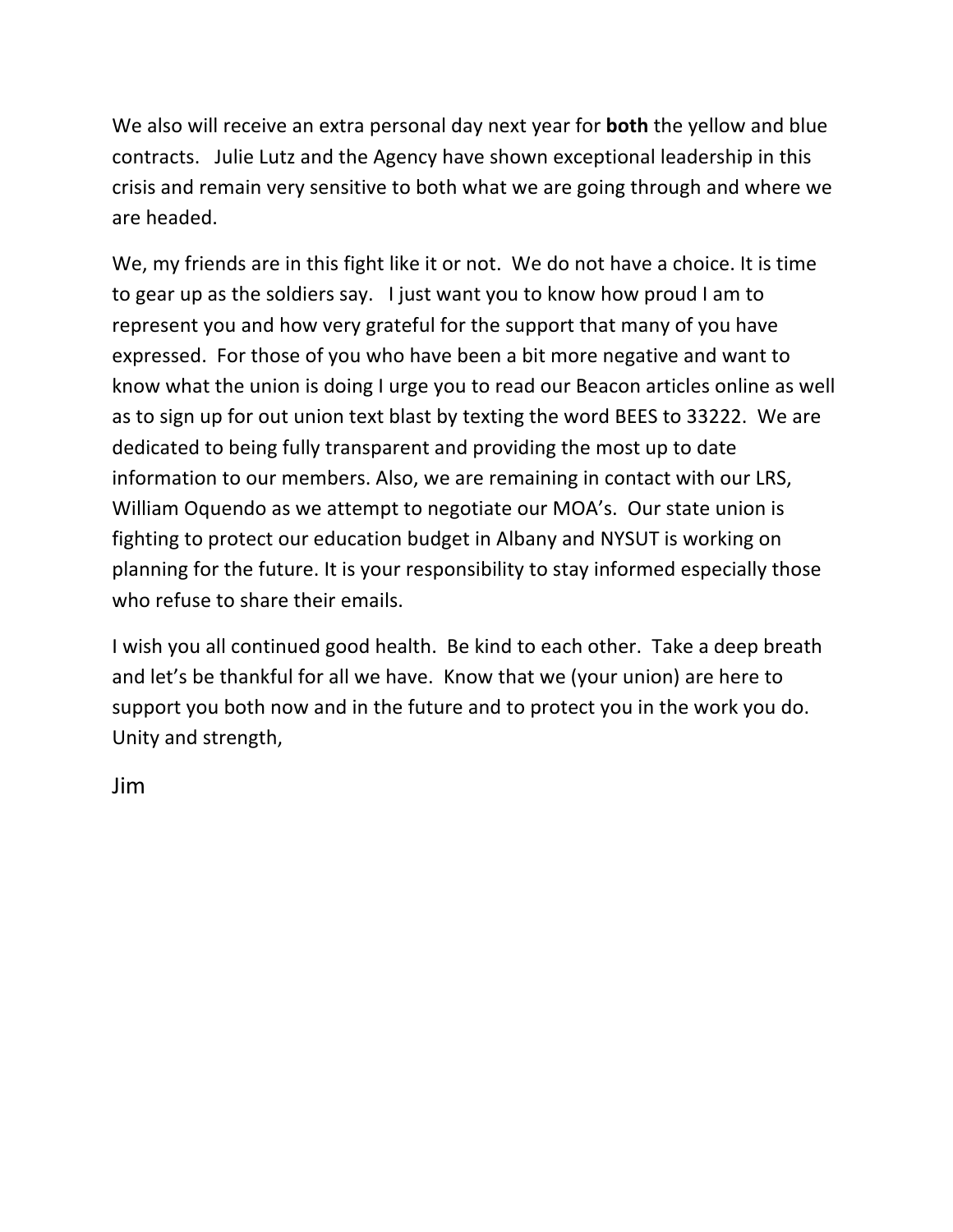We also will receive an extra personal day next year for **both** the yellow and blue contracts. Julie Lutz and the Agency have shown exceptional leadership in this crisis and remain very sensitive to both what we are going through and where we are headed.

We, my friends are in this fight like it or not. We do not have a choice. It is time to gear up as the soldiers say. I just want you to know how proud I am to represent you and how very grateful for the support that many of you have expressed. For those of you who have been a bit more negative and want to know what the union is doing I urge you to read our Beacon articles online as well as to sign up for out union text blast by texting the word BEES to 33222. We are dedicated to being fully transparent and providing the most up to date information to our members. Also, we are remaining in contact with our LRS, William Oquendo as we attempt to negotiate our MOA's. Our state union is fighting to protect our education budget in Albany and NYSUT is working on planning for the future. It is your responsibility to stay informed especially those who refuse to share their emails.

I wish you all continued good health. Be kind to each other. Take a deep breath and let's be thankful for all we have. Know that we (your union) are here to support you both now and in the future and to protect you in the work you do.
Unity and strength,

Jim